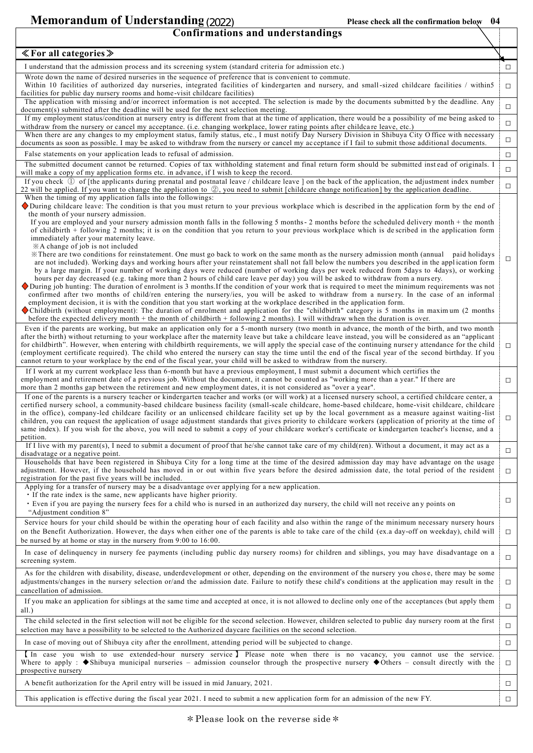# Memorandum of Understanding (2022)

Please check all the confirmation below 04

## Confirmations and understandings

| ≪For all categories≫ | |
|---|---|
| I understand that the admission process and its screening system (standard criteria for admission etc.) | □ |
| Wrote down the name of desired nurseries in the sequence of preference that is convenient to commute. Within 10 facilities of authorized day nurseries, integrated facilities of kindergarten and nursery, and small-sized childcare facilities / within5 facilities for public day nursery rooms and home-visit childcare facilities) | □ |
| The application with missing and/or incorrect information is not accepted. The selection is made by the documents submitted by the deadline. Any document(s) submitted after the deadline will be used for the next selection meeting. | □ |
| If my employment status/condition at nursery entry is different from that at the time of application, there would be a possibility of me being asked to withdraw from the nursery or cancel my acceptance. (i.e. changing workplace, lower rating points after childcare leave, etc.) | □ |
| When there are any changes to my employment status, family status, etc., I must notify Day Nursery Division in Shibuya City Office with necessary documents as soon as possible. I may be asked to withdraw from the nursery or cancel my acceptance if I fail to submit those additional documents. | □ |
| False statements on your application leads to refusal of admission. | □ |
| The submitted document cannot be returned. Copies of tax withholding statement and final return form should be submitted instead of originals. I will make a copy of my application forms etc. in advance, if I wish to keep the record. | □ |
| If you check ① of [the applicants during prenatal and postnatal leave / childcare leave ] on the back of the application, the adjustment index number 22 will be applied. If you want to change the application to ②, you need to submit [childcare change notification] by the application deadline. | □ |
| When the timing of my application falls into the followings:<br>◆During childcare leave: The condition is that you must return to your previous workplace which is described in the application form by the end of the month of your nursery admission.<br>If you are employed and your nursery admission month falls in the following 5 months- 2 months before the scheduled delivery month + the month of childbirth + following 2 months; it is on the condition that you return to your previous workplace which is described in the application form immediately after your maternity leave.<br>※A change of job is not included<br>※There are two conditions for reinstatement. One must go back to work on the same month as the nursery admission month (annual paid holidays are not included). Working days and working hours after your reinstatement shall not fall below the numbers you described in the application form by a large margin. If your number of working days were reduced (number of working days per week reduced from 5days to 4days), or working hours per day decreased (e.g. taking more than 2 hours of child care leave per day) you will be asked to withdraw from a nursery.<br>◆During job hunting: The duration of enrolment is 3 months.If the condition of your work that is required to meet the minimum requirements was not confirmed after two months of child/ren entering the nursery/ies, you will be asked to withdraw from a nursery. In the case of an informal employment decision, it is with the condition that you start working at the workplace described in the application form.<br>◆Childbirth (without employment): The duration of enrolment and application for the "childbirth" category is 5 months in maximum (2 months before the expected delivery month + the month of childbirth + following 2 months). I will withdraw when the duration is over. | □ |
| Even if the parents are working, but make an application only for a 5-month nursery (two month in advance, the month of the birth, and two month after the birth) without returning to your workplace after the maternity leave but take a childcare leave instead, you will be considered as an "applicant for childbirth". However, when entering with childbirth requirements, we will apply the special case of the continuing nursery attendance for the child (employment certificate required). The child who entered the nursery can stay the time until the end of the fiscal year of the second birthday. If you cannot return to your workplace by the end of the fiscal year, your child will be asked to withdraw from the nursery. | □ |
| If I work at my current workplace less than 6-month but have a previous employment, I must submit a document which certifies the employment and retirement date of a previous job. Without the document, it cannot be counted as "working more than a year." If there are more than 2 months gap between the retirement and new employment dates, it is not considered as "over a year". | □ |
| If one of the parents is a nursery teacher or kindergarten teacher and works (or will work) at a licensed nursery school, a certified childcare center, a certified nursery school, a community-based childcare business facility (small-scale childcare, home-based childcare, home-visit childcare, childcare in the office), company-led childcare facility or an unlicensed childcare facility set up by the local government as a measure against waiting-list children, you can request the application of usage adjustment standards that gives priority to childcare workers (application of priority at the time of same index). If you wish for the above, you will need to submit a copy of your childcare worker's certificate or kindergarten teacher's license, and a petition. | □ |
| If I live with my parent(s), I need to submit a document of proof that he/she cannot take care of my child(ren). Without a document, it may act as a disadvatage or a negative point. | □ |
| Households that have been registered in Shibuya City for a long time at the time of the desired admission day may have advantage on the usage adjustment. However, if the household has moved in or out within five years before the desired admission date, the total period of the resident registration for the past five years will be included. | □ |
| Applying for a transfer of nursery may be a disadvantage over applying for a new application.<br>・If the rate index is the same, new applicants have higher priority.<br>・Even if you are paying the nursery fees for a child who is nursed in an authorized day nursery, the child will not receive any points on "Adjustment condition 8" | □ |
| Service hours for your child should be within the operating hour of each facility and also within the range of the minimum necessary nursery hours on the Benefit Authorization. However, the days when either one of the parents is able to take care of the child (ex.a day-off on weekday), child will be nursed by at home or stay in the nursery from 9:00 to 16:00. | □ |
| In case of delinquency in nursery fee payments (including public day nursery rooms) for children and siblings, you may have disadvantage on a screening system. | □ |
| As for the children with disability, disease, underdevelopment or other, depending on the environment of the nursery you chose, there may be some adjustments/changes in the nursery selection or/and the admission date. Failure to notify these child's conditions at the application may result in the cancellation of admission. | □ |
| If you make an application for siblings at the same time and accepted at once, it is not allowed to decline only one of the acceptances (but apply them all.) | □ |
| The child selected in the first selection will not be eligible for the second selection. However, children selected to public day nursery room at the first selection may have a possibility to be selected to the Authorized daycare facilities on the second selection. | □ |
| In case of moving out of Shibuya city after the enrollment, attending period will be subjected to change. | □ |
| 【In case you wish to use extended-hour nursery service】 Please note when there is no vacancy, you cannot use the service. Where to apply : ◆Shibuya municipal nurseries – admission counselor through the prospective nursery ◆Others – consult directly with the prospective nursery | □ |
| A benefit authorization for the April entry will be issued in mid January, 2021. | □ |
| This application is effective during the fiscal year 2021. I need to submit a new application form for an admission of the new FY. | □ |

＊Please look on the reverse side＊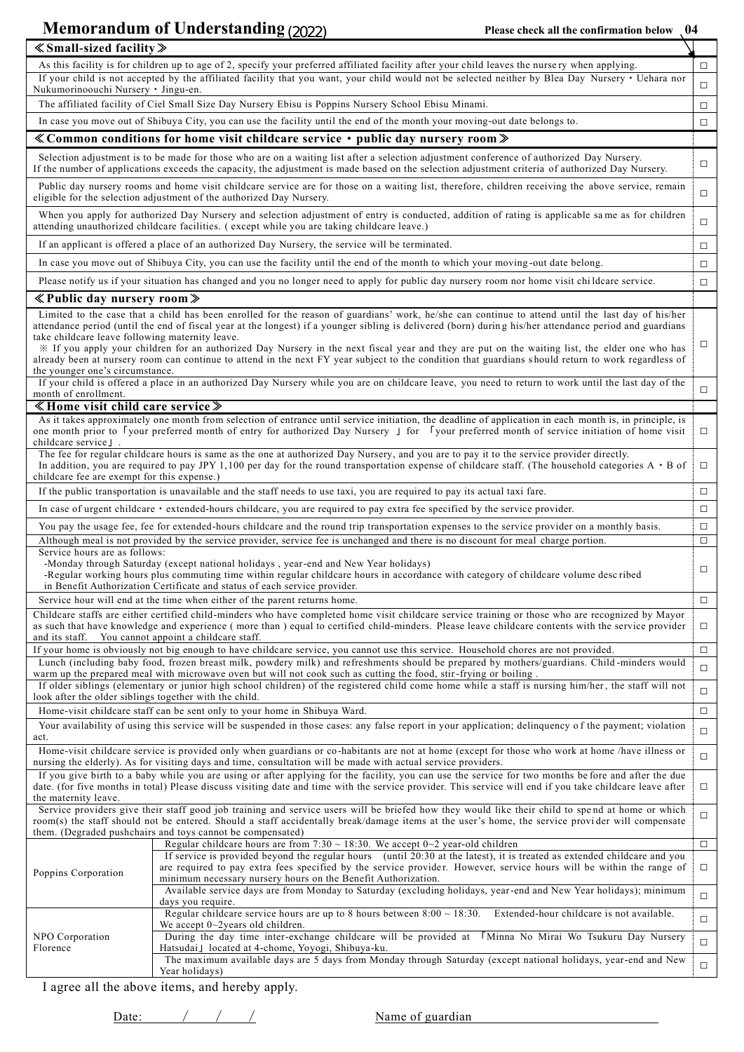# Memorandum of Understanding (2022)

**Please check all the confirmation below 04**

| | |
|---|---|
| **≪Small-sized facility≫** | |
| As this facility is for children up to age of 2, specify your preferred affiliated facility after your child leaves the nursery when applying. | □ |
| If your child is not accepted by the affiliated facility that you want, your child would not be selected neither by Blea Day Nursery・Uehara nor Nukumorinoouchi Nursery・Jingu-en. | □ |
| The affiliated facility of Ciel Small Size Day Nursery Ebisu is Poppins Nursery School Ebisu Minami. | □ |
| In case you move out of Shibuya City, you can use the facility until the end of the month your moving-out date belongs to. | □ |
| **≪Common conditions for home visit childcare service・public day nursery room≫** | |
| Selection adjustment is to be made for those who are on a waiting list after a selection adjustment conference of authorized Day Nursery. If the number of applications exceeds the capacity, the adjustment is made based on the selection adjustment criteria of authorized Day Nursery. | □ |
| Public day nursery rooms and home visit childcare service are for those on a waiting list, therefore, children receiving the above service, remain eligible for the selection adjustment of the authorized Day Nursery. | □ |
| When you apply for authorized Day Nursery and selection adjustment of entry is conducted, addition of rating is applicable same as for children attending unauthorized childcare facilities. ( except while you are taking childcare leave.) | □ |
| If an applicant is offered a place of an authorized Day Nursery, the service will be terminated. | □ |
| In case you move out of Shibuya City, you can use the facility until the end of the month to which your moving-out date belong. | □ |
| Please notify us if your situation has changed and you no longer need to apply for public day nursery room nor home visit childcare service. | □ |
| **≪Public day nursery room≫** | |
| Limited to the case that a child has been enrolled for the reason of guardians' work, he/she can continue to attend until the last day of his/her attendance period (until the end of fiscal year at the longest) if a younger sibling is delivered (born) during his/her attendance period and guardians take childcare leave following maternity leave. ※ If you apply your children for an authorized Day Nursery in the next fiscal year and they are put on the waiting list, the elder one who has already been at nursery room can continue to attend in the next FY year subject to the condition that guardians should return to work regardless of the younger one's circumstance. | □ |
| If your child is offered a place in an authorized Day Nursery while you are on childcare leave, you need to return to work until the last day of the month of enrollment. | □ |
| **≪Home visit child care service≫** | |
| As it takes approximately one month from selection of entrance until service initiation, the deadline of application in each month is, in principle, is one month prior to 「your preferred month of entry for authorized Day Nursery 」for 「your preferred month of service initiation of home visit childcare service」. | □ |
| The fee for regular childcare hours is same as the one at authorized Day Nursery, and you are to pay it to the service provider directly. In addition, you are required to pay JPY 1,100 per day for the round transportation expense of childcare staff. (The household categories A・B of childcare fee are exempt for this expense.) | □ |
| If the public transportation is unavailable and the staff needs to use taxi, you are required to pay its actual taxi fare. | □ |
| In case of urgent childcare・extended-hours childcare, you are required to pay extra fee specified by the service provider. | □ |
| You pay the usage fee, fee for extended-hours childcare and the round trip transportation expenses to the service provider on a monthly basis. | □ |
| Although meal is not provided by the service provider, service fee is unchanged and there is no discount for meal charge portion. | □ |
| Service hours are as follows: -Monday through Saturday (except national holidays , year-end and New Year holidays) -Regular working hours plus commuting time within regular childcare hours in accordance with category of childcare volume described in Benefit Authorization Certificate and status of each service provider. | □ |
| Service hour will end at the time when either of the parent returns home. | □ |
| Childcare staffs are either certified child-minders who have completed home visit childcare service training or those who are recognized by Mayor as such that have knowledge and experience ( more than ) equal to certified child-minders. Please leave childcare contents with the service provider and its staff. You cannot appoint a childcare staff. | □ |
| If your home is obviously not big enough to have childcare service, you cannot use this service. Household chores are not provided. | □ |
| Lunch (including baby food, frozen breast milk, powdery milk) and refreshments should be prepared by mothers/guardians. Child-minders would warm up the prepared meal with microwave oven but will not cook such as cutting the food, stir-frying or boiling . | □ |
| If older siblings (elementary or junior high school children) of the registered child come home while a staff is nursing him/her, the staff will not look after the older siblings together with the child. | □ |
| Home-visit childcare staff can be sent only to your home in Shibuya Ward. | □ |
| Your availability of using this service will be suspended in those cases: any false report in your application; delinquency of the payment; violation act. | □ |
| Home-visit childcare service is provided only when guardians or co-habitants are not at home (except for those who work at home /have illness or nursing the elderly). As for visiting days and time, consultation will be made with actual service providers. | □ |
| If you give birth to a baby while you are using or after applying for the facility, you can use the service for two months before and after the due date. (for five months in total) Please discuss visiting date and time with the service provider. This service will end if you take childcare leave after the maternity leave. | □ |
| Service providers give their staff good job training and service users will be briefed how they would like their child to spend at home or which room(s) the staff should not be entered. Should a staff accidentally break/damage items at the user's home, the service provider will compensate them. (Degraded pushchairs and toys cannot be compensated) | □ |

| | | |
|---|---|---|
| Poppins Corporation | Regular childcare hours are from 7:30 ~ 18:30. We accept 0~2 year-old children | □ |
| | If service is provided beyond the regular hours (until 20:30 at the latest), it is treated as extended childcare and you are required to pay extra fees specified by the service provider. However, service hours will be within the range of minimum necessary nursery hours on the Benefit Authorization. | □ |
| | Available service days are from Monday to Saturday (excluding holidays, year-end and New Year holidays); minimum days you require. | □ |
| NPO Corporation Florence | Regular childcare service hours are up to 8 hours between 8:00 ~ 18:30. Extended-hour childcare is not available. We accept 0~2years old children. | □ |
| | During the day time inter-exchange childcare will be provided at 「Minna No Mirai Wo Tsukuru Day Nursery Hatsudai」located at 4-chome, Yoyogi, Shibuya-ku. | □ |
| | The maximum available days are 5 days from Monday through Saturday (except national holidays, year-end and New Year holidays) | □ |

I agree all the above items, and hereby apply.

Date: / / /　　　　Name of guardian